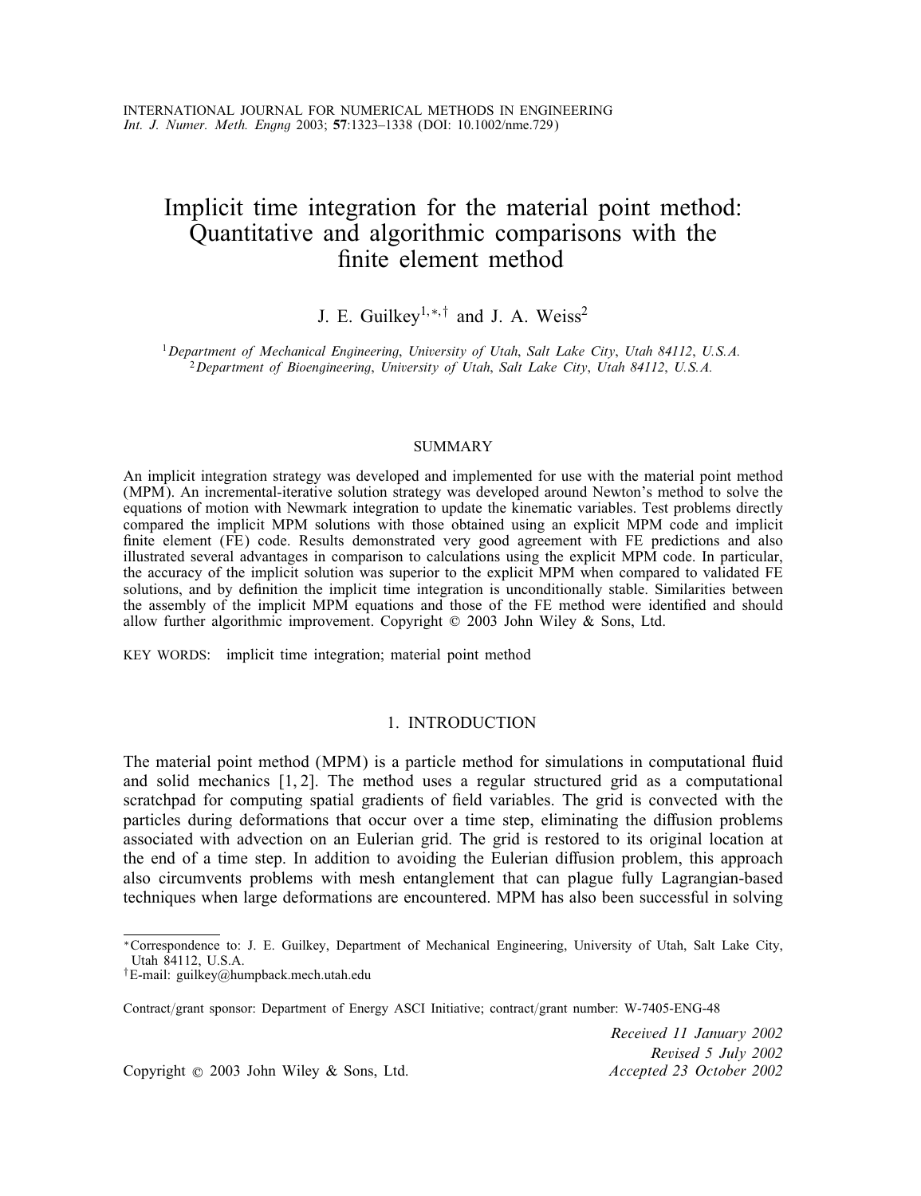INTERNATIONAL JOURNAL FOR NUMERICAL METHODS IN ENGINEERING
*Int. J. Numer. Meth. Engng* 2003; **57**:1323–1338 (DOI: 10.1002/nme.729)

# Implicit time integration for the material point method: Quantitative and algorithmic comparisons with the finite element method

J. E. Guilkey[1,*,†] and J. A. Weiss[2]

[1] *Department of Mechanical Engineering, University of Utah, Salt Lake City, Utah 84112, U.S.A.*
[2] *Department of Bioengineering, University of Utah, Salt Lake City, Utah 84112, U.S.A.*

## SUMMARY

An implicit integration strategy was developed and implemented for use with the material point method (MPM). An incremental-iterative solution strategy was developed around Newton's method to solve the equations of motion with Newmark integration to update the kinematic variables. Test problems directly compared the implicit MPM solutions with those obtained using an explicit MPM code and implicit finite element (FE) code. Results demonstrated very good agreement with FE predictions and also illustrated several advantages in comparison to calculations using the explicit MPM code. In particular, the accuracy of the implicit solution was superior to the explicit MPM when compared to validated FE solutions, and by definition the implicit time integration is unconditionally stable. Similarities between the assembly of the implicit MPM equations and those of the FE method were identified and should allow further algorithmic improvement. Copyright © 2003 John Wiley & Sons, Ltd.

KEY WORDS: implicit time integration; material point method

## 1. INTRODUCTION

The material point method (MPM) is a particle method for simulations in computational fluid and solid mechanics [1, 2]. The method uses a regular structured grid as a computational scratchpad for computing spatial gradients of field variables. The grid is convected with the particles during deformations that occur over a time step, eliminating the diffusion problems associated with advection on an Eulerian grid. The grid is restored to its original location at the end of a time step. In addition to avoiding the Eulerian diffusion problem, this approach also circumvents problems with mesh entanglement that can plague fully Lagrangian-based techniques when large deformations are encountered. MPM has also been successful in solving

---

*Correspondence to: J. E. Guilkey, Department of Mechanical Engineering, University of Utah, Salt Lake City, Utah 84112, U.S.A.

†E-mail: guilkey@humpback.mech.utah.edu

Contract/grant sponsor: Department of Energy ASCI Initiative; contract/grant number: W-7405-ENG-48

*Received 11 January 2002*
*Revised 5 July 2002*
*Accepted 23 October 2002*

Copyright © 2003 John Wiley & Sons, Ltd.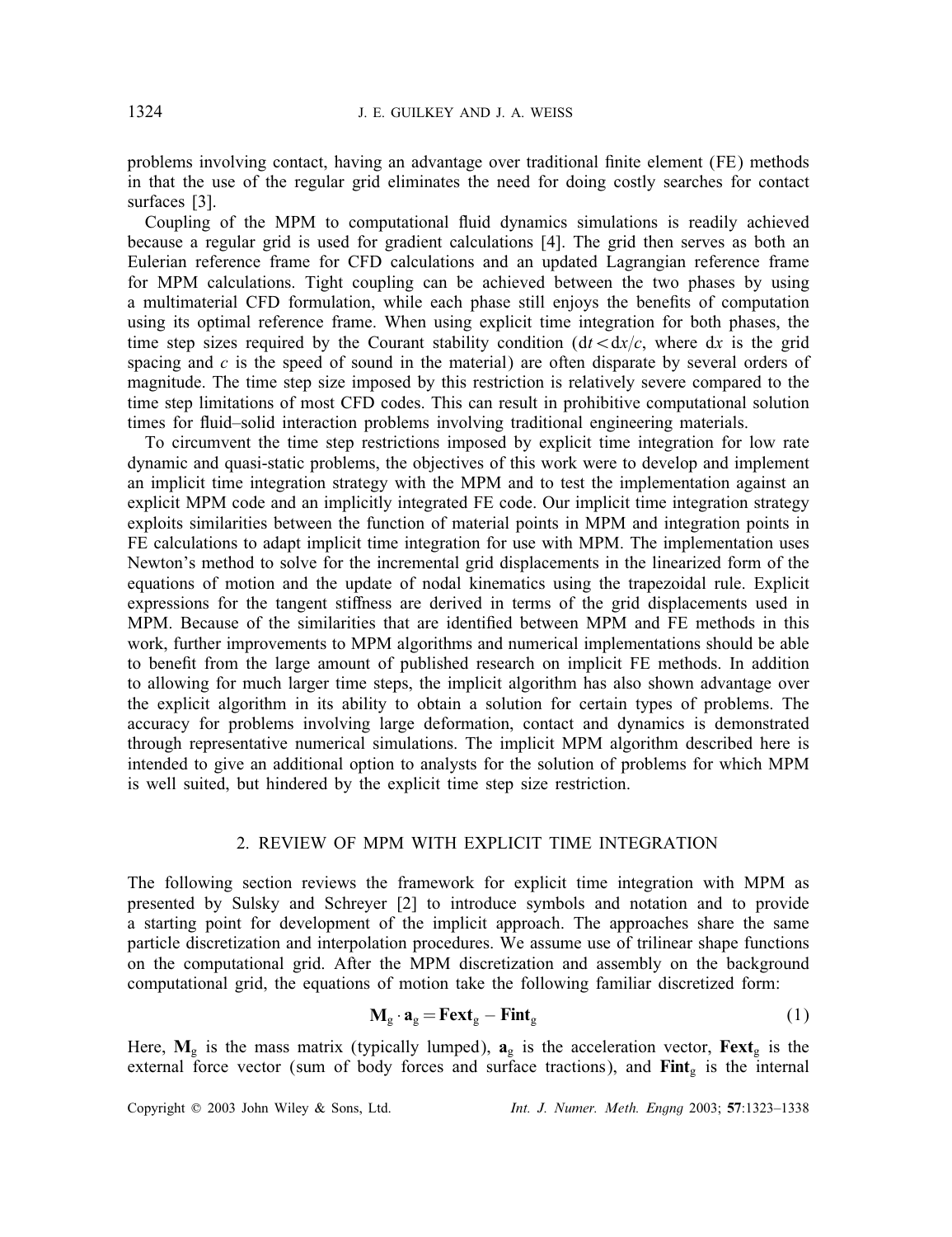problems involving contact, having an advantage over traditional finite element (FE) methods in that the use of the regular grid eliminates the need for doing costly searches for contact surfaces [3].

Coupling of the MPM to computational fluid dynamics simulations is readily achieved because a regular grid is used for gradient calculations [4]. The grid then serves as both an Eulerian reference frame for CFD calculations and an updated Lagrangian reference frame for MPM calculations. Tight coupling can be achieved between the two phases by using a multimaterial CFD formulation, while each phase still enjoys the benefits of computation using its optimal reference frame. When using explicit time integration for both phases, the time step sizes required by the Courant stability condition ($\mathrm{d}t < \mathrm{d}x/c$, where $\mathrm{d}x$ is the grid spacing and $c$ is the speed of sound in the material) are often disparate by several orders of magnitude. The time step size imposed by this restriction is relatively severe compared to the time step limitations of most CFD codes. This can result in prohibitive computational solution times for fluid–solid interaction problems involving traditional engineering materials.

To circumvent the time step restrictions imposed by explicit time integration for low rate dynamic and quasi-static problems, the objectives of this work were to develop and implement an implicit time integration strategy with the MPM and to test the implementation against an explicit MPM code and an implicitly integrated FE code. Our implicit time integration strategy exploits similarities between the function of material points in MPM and integration points in FE calculations to adapt implicit time integration for use with MPM. The implementation uses Newton's method to solve for the incremental grid displacements in the linearized form of the equations of motion and the update of nodal kinematics using the trapezoidal rule. Explicit expressions for the tangent stiffness are derived in terms of the grid displacements used in MPM. Because of the similarities that are identified between MPM and FE methods in this work, further improvements to MPM algorithms and numerical implementations should be able to benefit from the large amount of published research on implicit FE methods. In addition to allowing for much larger time steps, the implicit algorithm has also shown advantage over the explicit algorithm in its ability to obtain a solution for certain types of problems. The accuracy for problems involving large deformation, contact and dynamics is demonstrated through representative numerical simulations. The implicit MPM algorithm described here is intended to give an additional option to analysts for the solution of problems for which MPM is well suited, but hindered by the explicit time step size restriction.

## 2. REVIEW OF MPM WITH EXPLICIT TIME INTEGRATION

The following section reviews the framework for explicit time integration with MPM as presented by Sulsky and Schreyer [2] to introduce symbols and notation and to provide a starting point for development of the implicit approach. The approaches share the same particle discretization and interpolation procedures. We assume use of trilinear shape functions on the computational grid. After the MPM discretization and assembly on the background computational grid, the equations of motion take the following familiar discretized form:

$$\mathbf{M}_{\mathrm{g}} \cdot \mathbf{a}_{\mathrm{g}} = \mathbf{Fext}_{\mathrm{g}} - \mathbf{Fint}_{\mathrm{g}} \tag{1}$$

Here, $\mathbf{M}_{\mathrm{g}}$ is the mass matrix (typically lumped), $\mathbf{a}_{\mathrm{g}}$ is the acceleration vector, $\mathbf{Fext}_{\mathrm{g}}$ is the external force vector (sum of body forces and surface tractions), and $\mathbf{Fint}_{\mathrm{g}}$ is the internal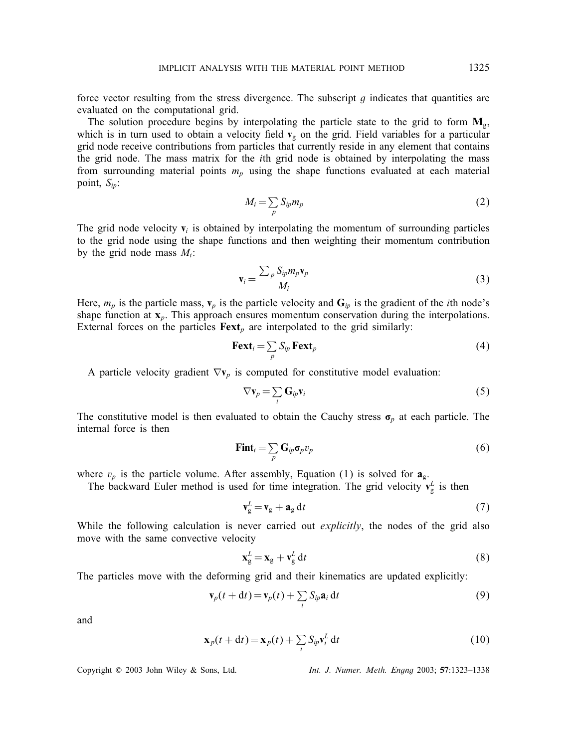force vector resulting from the stress divergence. The subscript $g$ indicates that quantities are evaluated on the computational grid.

The solution procedure begins by interpolating the particle state to the grid to form $\mathbf{M}_\mathrm{g}$, which is in turn used to obtain a velocity field $\mathbf{v}_\mathrm{g}$ on the grid. Field variables for a particular grid node receive contributions from particles that currently reside in any element that contains the grid node. The mass matrix for the $i$th grid node is obtained by interpolating the mass from surrounding material points $m_p$ using the shape functions evaluated at each material point, $S_{ip}$:

$$M_i = \sum_p S_{ip} m_p \tag{2}$$

The grid node velocity $\mathbf{v}_i$ is obtained by interpolating the momentum of surrounding particles to the grid node using the shape functions and then weighting their momentum contribution by the grid node mass $M_i$:

$$\mathbf{v}_i = \frac{\sum_p S_{ip} m_p \mathbf{v}_p}{M_i} \tag{3}$$

Here, $m_p$ is the particle mass, $\mathbf{v}_p$ is the particle velocity and $\mathbf{G}_{ip}$ is the gradient of the $i$th node's shape function at $\mathbf{x}_p$. This approach ensures momentum conservation during the interpolations. External forces on the particles $\mathbf{Fext}_p$ are interpolated to the grid similarly:

$$\mathbf{Fext}_i = \sum_p S_{ip} \, \mathbf{Fext}_p \tag{4}$$

A particle velocity gradient $\nabla \mathbf{v}_p$ is computed for constitutive model evaluation:

$$\nabla \mathbf{v}_p = \sum_i \mathbf{G}_{ip} \mathbf{v}_i \tag{5}$$

The constitutive model is then evaluated to obtain the Cauchy stress $\boldsymbol{\sigma}_p$ at each particle. The internal force is then

$$\mathbf{Fint}_i = \sum_p \mathbf{G}_{ip} \boldsymbol{\sigma}_p v_p \tag{6}$$

where $v_p$ is the particle volume. After assembly, Equation (1) is solved for $\mathbf{a}_\mathrm{g}$.

The backward Euler method is used for time integration. The grid velocity $\mathbf{v}_\mathrm{g}^L$ is then

$$\mathbf{v}_\mathrm{g}^L = \mathbf{v}_\mathrm{g} + \mathbf{a}_\mathrm{g} \, \mathrm{d}t \tag{7}$$

While the following calculation is never carried out *explicitly*, the nodes of the grid also move with the same convective velocity

$$\mathbf{x}_\mathrm{g}^L = \mathbf{x}_\mathrm{g} + \mathbf{v}_\mathrm{g}^L \, \mathrm{d}t \tag{8}$$

The particles move with the deforming grid and their kinematics are updated explicitly:

$$\mathbf{v}_p(t + \mathrm{d}t) = \mathbf{v}_p(t) + \sum_i S_{ip} \mathbf{a}_i \, \mathrm{d}t \tag{9}$$

and

$$\mathbf{x}_p(t + \mathrm{d}t) = \mathbf{x}_p(t) + \sum_i S_{ip} \mathbf{v}_i^L \, \mathrm{d}t \tag{10}$$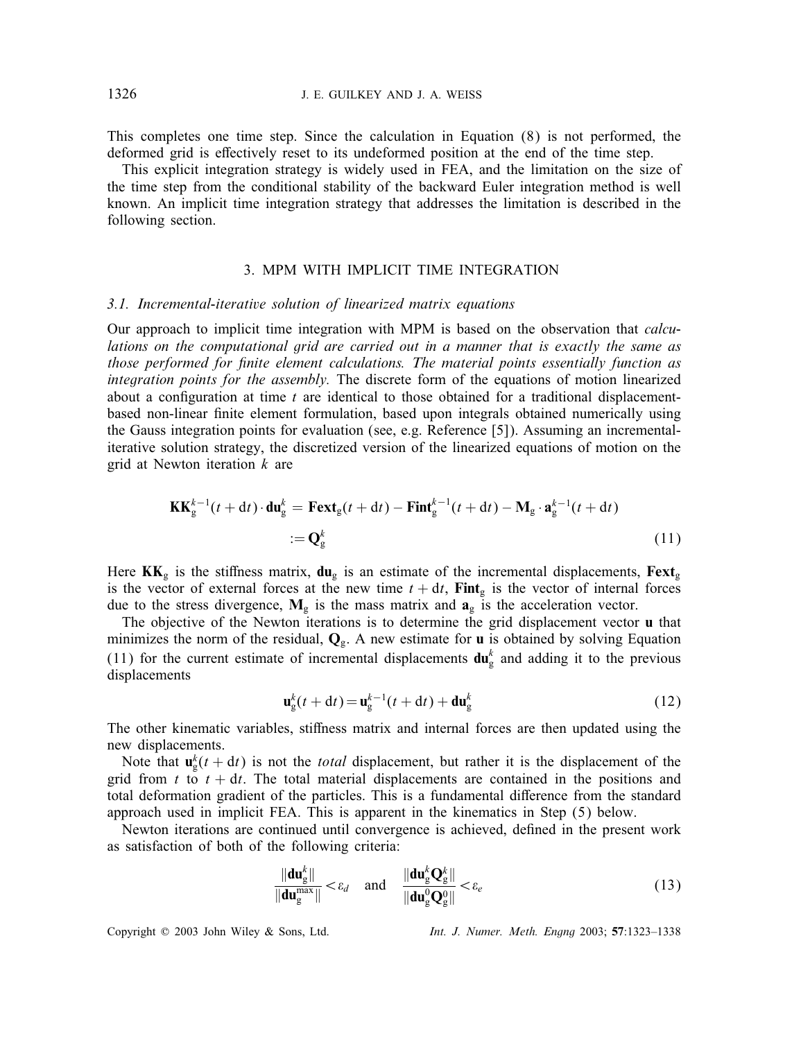This completes one time step. Since the calculation in Equation (8) is not performed, the deformed grid is effectively reset to its undeformed position at the end of the time step.

This explicit integration strategy is widely used in FEA, and the limitation on the size of the time step from the conditional stability of the backward Euler integration method is well known. An implicit time integration strategy that addresses the limitation is described in the following section.

## 3. MPM WITH IMPLICIT TIME INTEGRATION

### 3.1. Incremental-iterative solution of linearized matrix equations

Our approach to implicit time integration with MPM is based on the observation that *calculations on the computational grid are carried out in a manner that is exactly the same as those performed for finite element calculations. The material points essentially function as integration points for the assembly.* The discrete form of the equations of motion linearized about a configuration at time $t$ are identical to those obtained for a traditional displacement-based non-linear finite element formulation, based upon integrals obtained numerically using the Gauss integration points for evaluation (see, e.g. Reference [5]). Assuming an incremental-iterative solution strategy, the discretized version of the linearized equations of motion on the grid at Newton iteration $k$ are

$$
\begin{aligned}
\mathbf{KK}_{\mathrm{g}}^{k-1}(t+\mathrm{d}t)\cdot\mathbf{du}_{\mathrm{g}}^{k} &= \mathbf{Fext}_{\mathrm{g}}(t+\mathrm{d}t)-\mathbf{Fint}_{\mathrm{g}}^{k-1}(t+\mathrm{d}t)-\mathbf{M}_{\mathrm{g}}\cdot\mathbf{a}_{\mathrm{g}}^{k-1}(t+\mathrm{d}t) \\
&:= \mathbf{Q}_{\mathrm{g}}^{k}
\end{aligned}
\tag{11}
$$

Here $\mathbf{KK}_{\mathrm{g}}$ is the stiffness matrix, $\mathbf{du}_{\mathrm{g}}$ is an estimate of the incremental displacements, $\mathbf{Fext}_{\mathrm{g}}$ is the vector of external forces at the new time $t+\mathrm{d}t$, $\mathbf{Fint}_{\mathrm{g}}$ is the vector of internal forces due to the stress divergence, $\mathbf{M}_{\mathrm{g}}$ is the mass matrix and $\mathbf{a}_{\mathrm{g}}$ is the acceleration vector.

The objective of the Newton iterations is to determine the grid displacement vector $\mathbf{u}$ that minimizes the norm of the residual, $\mathbf{Q}_{\mathrm{g}}$. A new estimate for $\mathbf{u}$ is obtained by solving Equation (11) for the current estimate of incremental displacements $\mathbf{du}_{\mathrm{g}}^{k}$ and adding it to the previous displacements

$$
\mathbf{u}_{\mathrm{g}}^{k}(t+\mathrm{d}t)=\mathbf{u}_{\mathrm{g}}^{k-1}(t+\mathrm{d}t)+\mathbf{du}_{\mathrm{g}}^{k} \tag{12}
$$

The other kinematic variables, stiffness matrix and internal forces are then updated using the new displacements.

Note that $\mathbf{u}_{\mathrm{g}}^{k}(t+\mathrm{d}t)$ is not the *total* displacement, but rather it is the displacement of the grid from $t$ to $t+\mathrm{d}t$. The total material displacements are contained in the positions and total deformation gradient of the particles. This is a fundamental difference from the standard approach used in implicit FEA. This is apparent in the kinematics in Step (5) below.

Newton iterations are continued until convergence is achieved, defined in the present work as satisfaction of both of the following criteria:

$$
\frac{\|\mathbf{du}_{\mathrm{g}}^{k}\|}{\|\mathbf{du}_{\mathrm{g}}^{\max}\|}<\varepsilon_{d} \quad \text{and} \quad \frac{\|\mathbf{du}_{\mathrm{g}}^{k}\mathbf{Q}_{\mathrm{g}}^{k}\|}{\|\mathbf{du}_{\mathrm{g}}^{0}\mathbf{Q}_{\mathrm{g}}^{0}\|}<\varepsilon_{e} \tag{13}
$$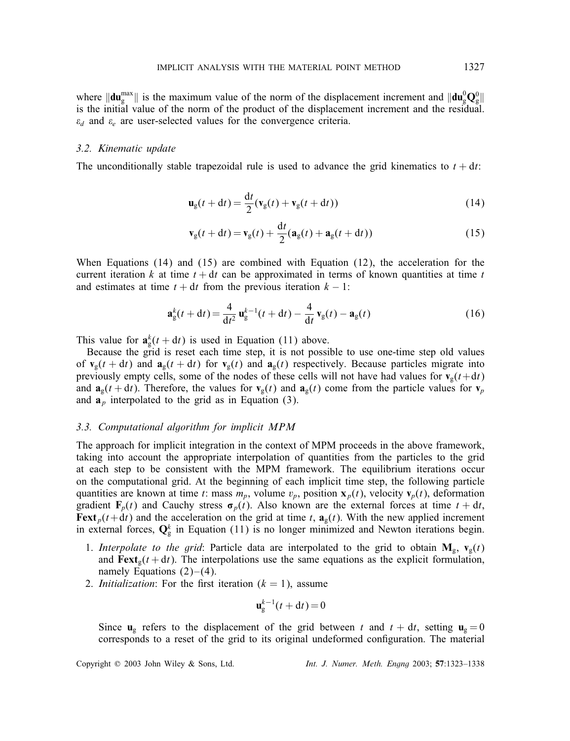where $\|\mathbf{du}_g^{\max}\|$ is the maximum value of the norm of the displacement increment and $\|\mathbf{du}_g^0\mathbf{Q}_g^0\|$ is the initial value of the norm of the product of the displacement increment and the residual. $\varepsilon_d$ and $\varepsilon_e$ are user-selected values for the convergence criteria.

### *3.2. Kinematic update*

The unconditionally stable trapezoidal rule is used to advance the grid kinematics to $t + \mathrm{d}t$:

$$\mathbf{u}_g(t + \mathrm{d}t) = \frac{\mathrm{d}t}{2}(\mathbf{v}_g(t) + \mathbf{v}_g(t + \mathrm{d}t)) \tag{14}$$

$$\mathbf{v}_g(t + \mathrm{d}t) = \mathbf{v}_g(t) + \frac{\mathrm{d}t}{2}(\mathbf{a}_g(t) + \mathbf{a}_g(t + \mathrm{d}t)) \tag{15}$$

When Equations (14) and (15) are combined with Equation (12), the acceleration for the current iteration $k$ at time $t + \mathrm{d}t$ can be approximated in terms of known quantities at time $t$ and estimates at time $t + \mathrm{d}t$ from the previous iteration $k - 1$:

$$\mathbf{a}_g^k(t + \mathrm{d}t) = \frac{4}{\mathrm{d}t^2}\,\mathbf{u}_g^{k-1}(t + \mathrm{d}t) - \frac{4}{\mathrm{d}t}\,\mathbf{v}_g(t) - \mathbf{a}_g(t) \tag{16}$$

This value for $\mathbf{a}_g^k(t + \mathrm{d}t)$ is used in Equation (11) above.

Because the grid is reset each time step, it is not possible to use one-time step old values of $\mathbf{v}_g(t + \mathrm{d}t)$ and $\mathbf{a}_g(t + \mathrm{d}t)$ for $\mathbf{v}_g(t)$ and $\mathbf{a}_g(t)$ respectively. Because particles migrate into previously empty cells, some of the nodes of these cells will not have had values for $\mathbf{v}_g(t+\mathrm{d}t)$ and $\mathbf{a}_g(t + \mathrm{d}t)$. Therefore, the values for $\mathbf{v}_g(t)$ and $\mathbf{a}_g(t)$ come from the particle values for $\mathbf{v}_p$ and $\mathbf{a}_p$ interpolated to the grid as in Equation (3).

### *3.3. Computational algorithm for implicit MPM*

The approach for implicit integration in the context of MPM proceeds in the above framework, taking into account the appropriate interpolation of quantities from the particles to the grid at each step to be consistent with the MPM framework. The equilibrium iterations occur on the computational grid. At the beginning of each implicit time step, the following particle quantities are known at time $t$: mass $m_p$, volume $v_p$, position $\mathbf{x}_p(t)$, velocity $\mathbf{v}_p(t)$, deformation gradient $\mathbf{F}_p(t)$ and Cauchy stress $\boldsymbol{\sigma}_p(t)$. Also known are the external forces at time $t + \mathrm{d}t$, $\mathbf{Fext}_p(t+\mathrm{d}t)$ and the acceleration on the grid at time $t$, $\mathbf{a}_g(t)$. With the new applied increment in external forces, $\mathbf{Q}_g^k$ in Equation (11) is no longer minimized and Newton iterations begin.

1. *Interpolate to the grid*: Particle data are interpolated to the grid to obtain $\mathbf{M}_g$, $\mathbf{v}_g(t)$ and $\mathbf{Fext}_g(t + \mathrm{d}t)$. The interpolations use the same equations as the explicit formulation, namely Equations (2)–(4).
2. *Initialization*: For the first iteration ($k = 1$), assume

$$\mathbf{u}_g^{k-1}(t + \mathrm{d}t) = 0$$

Since $\mathbf{u}_g$ refers to the displacement of the grid between $t$ and $t + \mathrm{d}t$, setting $\mathbf{u}_g = 0$ corresponds to a reset of the grid to its original undeformed configuration. The material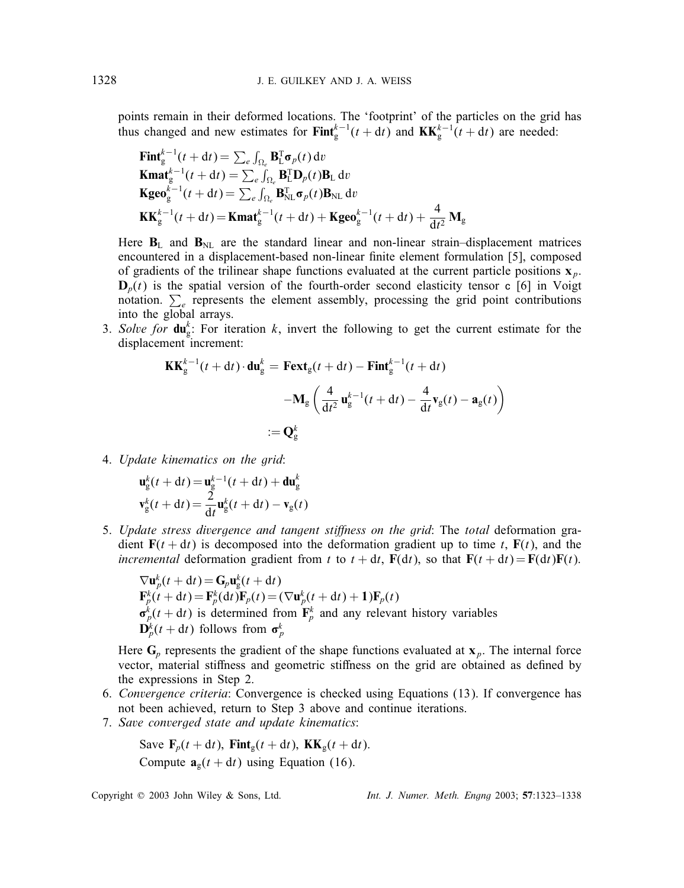points remain in their deformed locations. The 'footprint' of the particles on the grid has thus changed and new estimates for $\mathbf{Fint}_{\mathrm{g}}^{k-1}(t+\mathrm{d}t)$ and $\mathbf{KK}_{\mathrm{g}}^{k-1}(t+\mathrm{d}t)$ are needed:

$$
\begin{aligned}
&\mathbf{Fint}_{\mathrm{g}}^{k-1}(t+\mathrm{d}t) = \textstyle\sum_e \int_{\Omega_e} \mathbf{B}_{\mathrm{L}}^{\mathrm{T}} \boldsymbol{\sigma}_p(t)\,\mathrm{d}v \\
&\mathbf{Kmat}_{\mathrm{g}}^{k-1}(t+\mathrm{d}t) = \textstyle\sum_e \int_{\Omega_e} \mathbf{B}_{\mathrm{L}}^{\mathrm{T}} \mathbf{D}_p(t) \mathbf{B}_{\mathrm{L}}\,\mathrm{d}v \\
&\mathbf{Kgeo}_{\mathrm{g}}^{k-1}(t+\mathrm{d}t) = \textstyle\sum_e \int_{\Omega_e} \mathbf{B}_{\mathrm{NL}}^{\mathrm{T}} \boldsymbol{\sigma}_p(t) \mathbf{B}_{\mathrm{NL}}\,\mathrm{d}v \\
&\mathbf{KK}_{\mathrm{g}}^{k-1}(t+\mathrm{d}t) = \mathbf{Kmat}_{\mathrm{g}}^{k-1}(t+\mathrm{d}t) + \mathbf{Kgeo}_{\mathrm{g}}^{k-1}(t+\mathrm{d}t) + \frac{4}{\mathrm{d}t^2}\mathbf{M}_{\mathrm{g}}
\end{aligned}
$$

Here $\mathbf{B}_{\mathrm{L}}$ and $\mathbf{B}_{\mathrm{NL}}$ are the standard linear and non-linear strain–displacement matrices encountered in a displacement-based non-linear finite element formulation [5], composed of gradients of the trilinear shape functions evaluated at the current particle positions $\mathbf{x}_p$. $\mathbf{D}_p(t)$ is the spatial version of the fourth-order second elasticity tensor $\mathsf{c}$ [6] in Voigt notation. $\sum_e$ represents the element assembly, processing the grid point contributions into the global arrays.

3. *Solve for* $\mathbf{du}_{\mathrm{g}}^k$: For iteration $k$, invert the following to get the current estimate for the displacement increment:

$$
\begin{aligned}
\mathbf{KK}_{\mathrm{g}}^{k-1}(t+\mathrm{d}t)\cdot \mathbf{du}_{\mathrm{g}}^k &= \mathbf{Fext}_{\mathrm{g}}(t+\mathrm{d}t) - \mathbf{Fint}_{\mathrm{g}}^{k-1}(t+\mathrm{d}t) \\
&\quad - \mathbf{M}_{\mathrm{g}}\left(\frac{4}{\mathrm{d}t^2}\mathbf{u}_{\mathrm{g}}^{k-1}(t+\mathrm{d}t) - \frac{4}{\mathrm{d}t}\mathbf{v}_{\mathrm{g}}(t) - \mathbf{a}_{\mathrm{g}}(t)\right) \\
&:= \mathbf{Q}_{\mathrm{g}}^k
\end{aligned}
$$

4. *Update kinematics on the grid*:

$$
\begin{aligned}
&\mathbf{u}_{\mathrm{g}}^k(t+\mathrm{d}t) = \mathbf{u}_{\mathrm{g}}^{k-1}(t+\mathrm{d}t) + \mathbf{du}_{\mathrm{g}}^k \\
&\mathbf{v}_{\mathrm{g}}^k(t+\mathrm{d}t) = \frac{2}{\mathrm{d}t}\mathbf{u}_{\mathrm{g}}^k(t+\mathrm{d}t) - \mathbf{v}_{\mathrm{g}}(t)
\end{aligned}
$$

5. *Update stress divergence and tangent stiffness on the grid*: The *total* deformation gradient $\mathbf{F}(t+\mathrm{d}t)$ is decomposed into the deformation gradient up to time $t$, $\mathbf{F}(t)$, and the *incremental* deformation gradient from $t$ to $t+\mathrm{d}t$, $\mathbf{F}(\mathrm{d}t)$, so that $\mathbf{F}(t+\mathrm{d}t) = \mathbf{F}(\mathrm{d}t)\mathbf{F}(t)$.

$\nabla \mathbf{u}_p^k(t+\mathrm{d}t) = \mathbf{G}_p \mathbf{u}_{\mathrm{g}}^k(t+\mathrm{d}t)$
$\mathbf{F}_p^k(t+\mathrm{d}t) = \mathbf{F}_p^k(\mathrm{d}t)\mathbf{F}_p(t) = (\nabla \mathbf{u}_p^k(t+\mathrm{d}t) + \mathbf{1})\mathbf{F}_p(t)$
$\boldsymbol{\sigma}_p^k(t+\mathrm{d}t)$ is determined from $\mathbf{F}_p^k$ and any relevant history variables
$\mathbf{D}_p^k(t+\mathrm{d}t)$ follows from $\boldsymbol{\sigma}_p^k$

Here $\mathbf{G}_p$ represents the gradient of the shape functions evaluated at $\mathbf{x}_p$. The internal force vector, material stiffness and geometric stiffness on the grid are obtained as defined by the expressions in Step 2.

6. *Convergence criteria*: Convergence is checked using Equations (13). If convergence has not been achieved, return to Step 3 above and continue iterations.
7. *Save converged state and update kinematics*:

   Save $\mathbf{F}_p(t+\mathrm{d}t)$, $\mathbf{Fint}_{\mathrm{g}}(t+\mathrm{d}t)$, $\mathbf{KK}_{\mathrm{g}}(t+\mathrm{d}t)$.
   Compute $\mathbf{a}_{\mathrm{g}}(t+\mathrm{d}t)$ using Equation (16).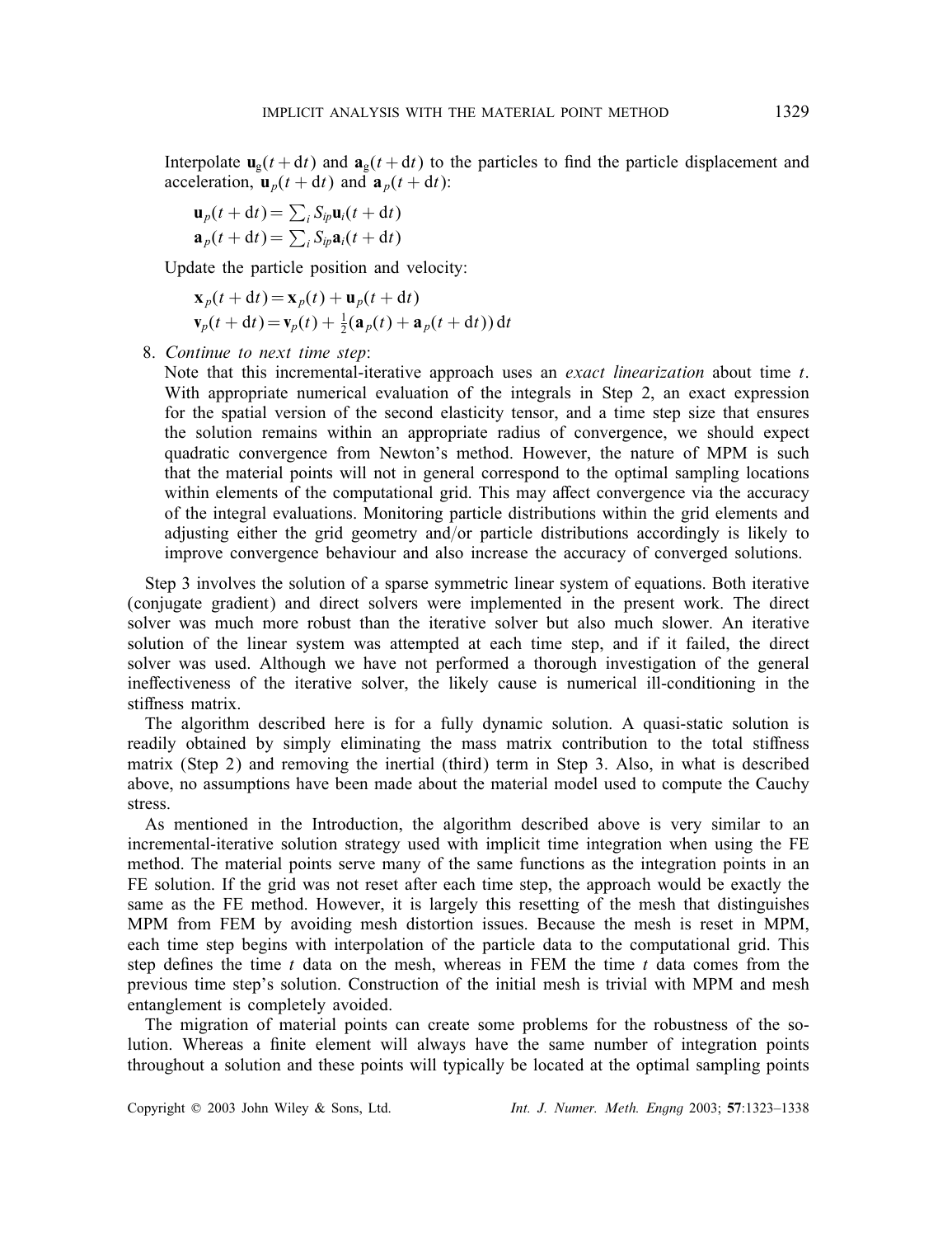Interpolate $\mathbf{u}_g(t+\mathrm{d}t)$ and $\mathbf{a}_g(t+\mathrm{d}t)$ to the particles to find the particle displacement and acceleration, $\mathbf{u}_p(t+\mathrm{d}t)$ and $\mathbf{a}_p(t+\mathrm{d}t)$:

$$\mathbf{u}_p(t+\mathrm{d}t) = \textstyle\sum_i S_{ip}\mathbf{u}_i(t+\mathrm{d}t)$$
$$\mathbf{a}_p(t+\mathrm{d}t) = \textstyle\sum_i S_{ip}\mathbf{a}_i(t+\mathrm{d}t)$$

Update the particle position and velocity:

$$\mathbf{x}_p(t+\mathrm{d}t) = \mathbf{x}_p(t) + \mathbf{u}_p(t+\mathrm{d}t)$$
$$\mathbf{v}_p(t+\mathrm{d}t) = \mathbf{v}_p(t) + \tfrac{1}{2}(\mathbf{a}_p(t) + \mathbf{a}_p(t+\mathrm{d}t))\,\mathrm{d}t$$

8. *Continue to next time step*:
   Note that this incremental-iterative approach uses an *exact linearization* about time $t$. With appropriate numerical evaluation of the integrals in Step 2, an exact expression for the spatial version of the second elasticity tensor, and a time step size that ensures the solution remains within an appropriate radius of convergence, we should expect quadratic convergence from Newton's method. However, the nature of MPM is such that the material points will not in general correspond to the optimal sampling locations within elements of the computational grid. This may affect convergence via the accuracy of the integral evaluations. Monitoring particle distributions within the grid elements and adjusting either the grid geometry and/or particle distributions accordingly is likely to improve convergence behaviour and also increase the accuracy of converged solutions.

Step 3 involves the solution of a sparse symmetric linear system of equations. Both iterative (conjugate gradient) and direct solvers were implemented in the present work. The direct solver was much more robust than the iterative solver but also much slower. An iterative solution of the linear system was attempted at each time step, and if it failed, the direct solver was used. Although we have not performed a thorough investigation of the general ineffectiveness of the iterative solver, the likely cause is numerical ill-conditioning in the stiffness matrix.

The algorithm described here is for a fully dynamic solution. A quasi-static solution is readily obtained by simply eliminating the mass matrix contribution to the total stiffness matrix (Step 2) and removing the inertial (third) term in Step 3. Also, in what is described above, no assumptions have been made about the material model used to compute the Cauchy stress.

As mentioned in the Introduction, the algorithm described above is very similar to an incremental-iterative solution strategy used with implicit time integration when using the FE method. The material points serve many of the same functions as the integration points in an FE solution. If the grid was not reset after each time step, the approach would be exactly the same as the FE method. However, it is largely this resetting of the mesh that distinguishes MPM from FEM by avoiding mesh distortion issues. Because the mesh is reset in MPM, each time step begins with interpolation of the particle data to the computational grid. This step defines the time $t$ data on the mesh, whereas in FEM the time $t$ data comes from the previous time step's solution. Construction of the initial mesh is trivial with MPM and mesh entanglement is completely avoided.

The migration of material points can create some problems for the robustness of the solution. Whereas a finite element will always have the same number of integration points throughout a solution and these points will typically be located at the optimal sampling points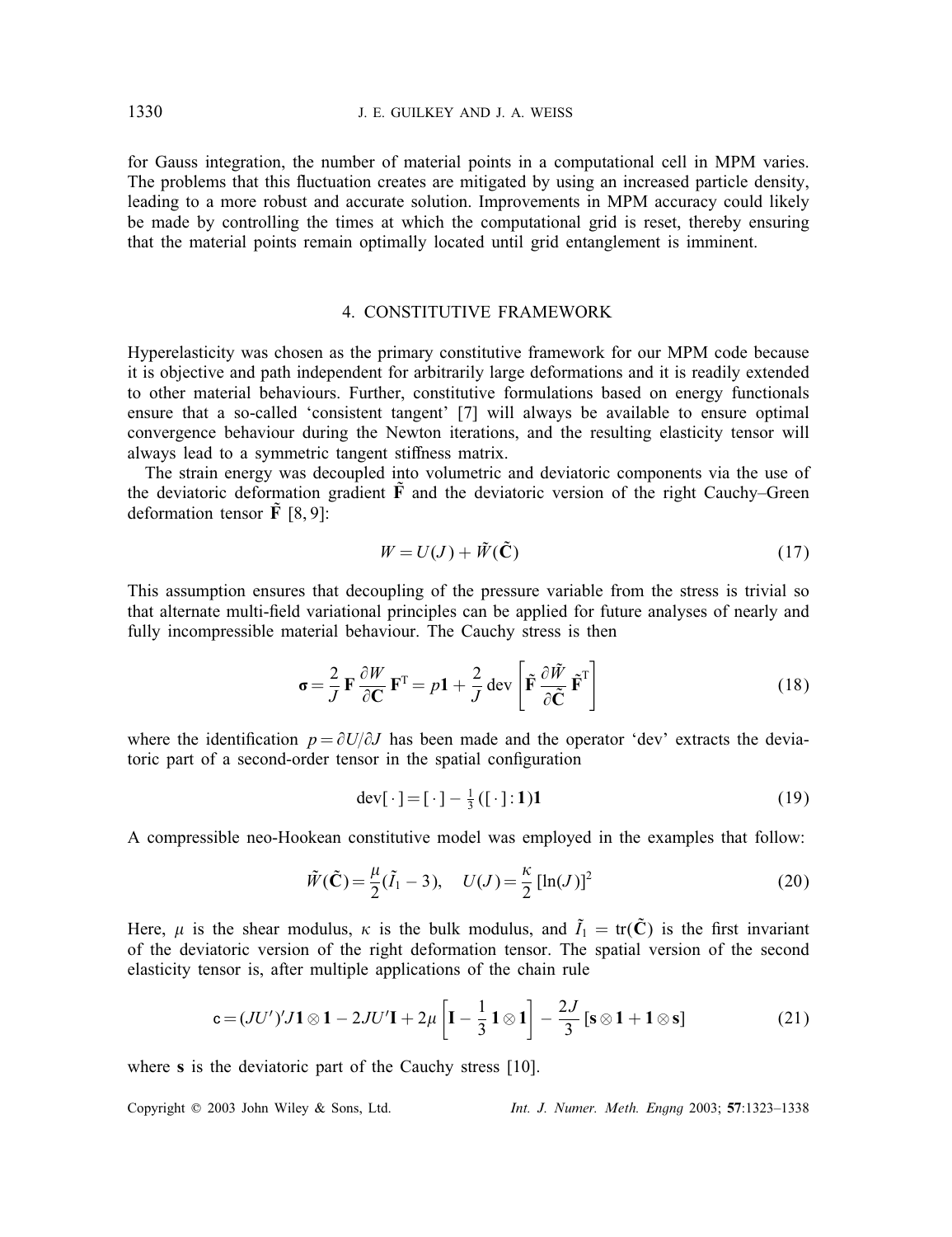for Gauss integration, the number of material points in a computational cell in MPM varies. The problems that this fluctuation creates are mitigated by using an increased particle density, leading to a more robust and accurate solution. Improvements in MPM accuracy could likely be made by controlling the times at which the computational grid is reset, thereby ensuring that the material points remain optimally located until grid entanglement is imminent.

## 4. CONSTITUTIVE FRAMEWORK

Hyperelasticity was chosen as the primary constitutive framework for our MPM code because it is objective and path independent for arbitrarily large deformations and it is readily extended to other material behaviours. Further, constitutive formulations based on energy functionals ensure that a so-called 'consistent tangent' [7] will always be available to ensure optimal convergence behaviour during the Newton iterations, and the resulting elasticity tensor will always lead to a symmetric tangent stiffness matrix.

The strain energy was decoupled into volumetric and deviatoric components via the use of the deviatoric deformation gradient $\tilde{\mathbf{F}}$ and the deviatoric version of the right Cauchy–Green deformation tensor $\tilde{\mathbf{F}}$ [8, 9]:

$$W = U(J) + \tilde{W}(\tilde{\mathbf{C}}) \tag{17}$$

This assumption ensures that decoupling of the pressure variable from the stress is trivial so that alternate multi-field variational principles can be applied for future analyses of nearly and fully incompressible material behaviour. The Cauchy stress is then

$$\boldsymbol{\sigma} = \frac{2}{J}\mathbf{F}\frac{\partial W}{\partial \mathbf{C}}\mathbf{F}^{\mathrm{T}} = p\mathbf{1} + \frac{2}{J}\,\mathrm{dev}\left[\tilde{\mathbf{F}}\frac{\partial \tilde{W}}{\partial \tilde{\mathbf{C}}}\tilde{\mathbf{F}}^{\mathrm{T}}\right] \tag{18}$$

where the identification $p = \partial U/\partial J$ has been made and the operator 'dev' extracts the deviatoric part of a second-order tensor in the spatial configuration

$$\mathrm{dev}[\,\cdot\,] = [\,\cdot\,] - \tfrac{1}{3}([\,\cdot\,]:\mathbf{1})\mathbf{1} \tag{19}$$

A compressible neo-Hookean constitutive model was employed in the examples that follow:

$$\tilde{W}(\tilde{\mathbf{C}}) = \frac{\mu}{2}(\tilde{I}_1 - 3), \quad U(J) = \frac{\kappa}{2}[\ln(J)]^2 \tag{20}$$

Here, $\mu$ is the shear modulus, $\kappa$ is the bulk modulus, and $\tilde{I}_1 = \mathrm{tr}(\tilde{\mathbf{C}})$ is the first invariant of the deviatoric version of the right deformation tensor. The spatial version of the second elasticity tensor is, after multiple applications of the chain rule

$$\mathsf{c} = (JU')'J\mathbf{1}\otimes\mathbf{1} - 2JU'\mathbf{I} + 2\mu\left[\mathbf{I} - \frac{1}{3}\mathbf{1}\otimes\mathbf{1}\right] - \frac{2J}{3}[\mathbf{s}\otimes\mathbf{1} + \mathbf{1}\otimes\mathbf{s}] \tag{21}$$

where $\mathbf{s}$ is the deviatoric part of the Cauchy stress [10].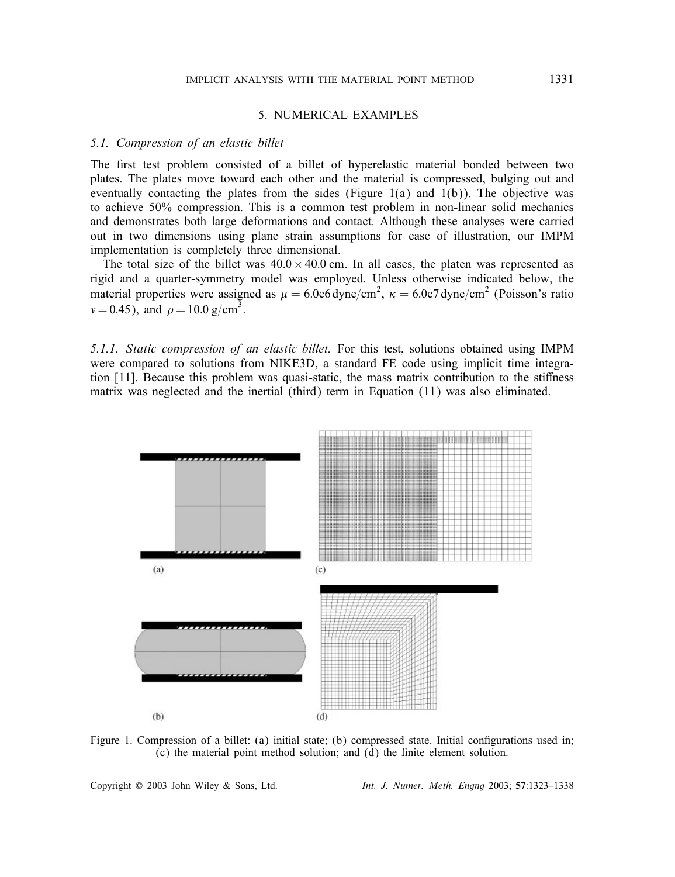## 5. NUMERICAL EXAMPLES

### 5.1. Compression of an elastic billet

The first test problem consisted of a billet of hyperelastic material bonded between two plates. The plates move toward each other and the material is compressed, bulging out and eventually contacting the plates from the sides (Figure 1(a) and 1(b)). The objective was to achieve 50% compression. This is a common test problem in non-linear solid mechanics and demonstrates both large deformations and contact. Although these analyses were carried out in two dimensions using plane strain assumptions for ease of illustration, our IMPM implementation is completely three dimensional.

The total size of the billet was $40.0 \times 40.0$ cm. In all cases, the platen was represented as rigid and a quarter-symmetry model was employed. Unless otherwise indicated below, the material properties were assigned as $\mu = 6.0\text{e}6\,\text{dyne/cm}^2$, $\kappa = 6.0\text{e}7\,\text{dyne/cm}^2$ (Poisson's ratio $\nu = 0.45$), and $\rho = 10.0\,\text{g/cm}^3$.

*5.1.1. Static compression of an elastic billet.* For this test, solutions obtained using IMPM were compared to solutions from NIKE3D, a standard FE code using implicit time integration [11]. Because this problem was quasi-static, the mass matrix contribution to the stiffness matrix was neglected and the inertial (third) term in Equation (11) was also eliminated.

(a)

(c)

(b)

(d)

Figure 1. Compression of a billet: (a) initial state; (b) compressed state. Initial configurations used in; (c) the material point method solution; and (d) the finite element solution.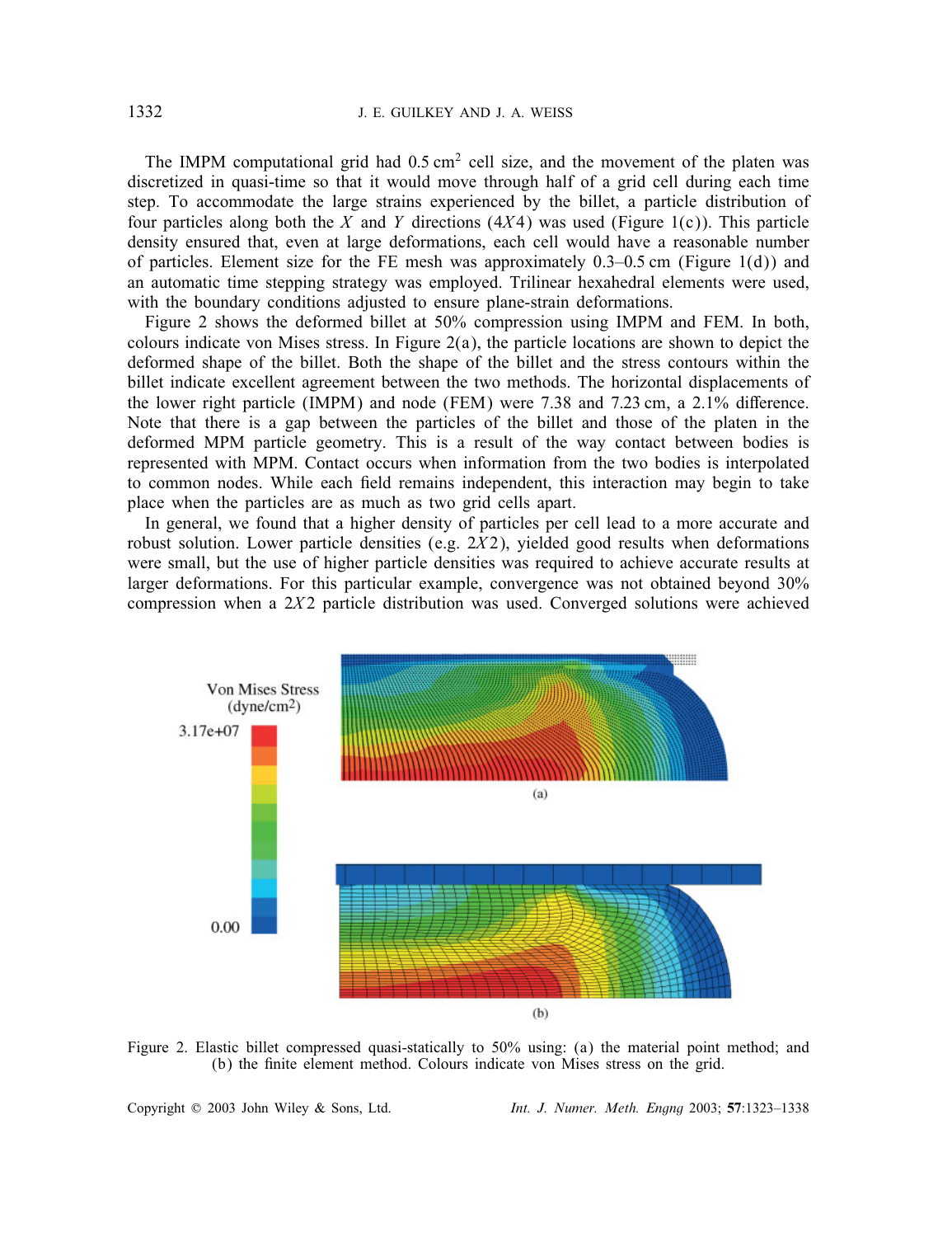The IMPM computational grid had 0.5 cm$^2$ cell size, and the movement of the platen was discretized in quasi-time so that it would move through half of a grid cell during each time step. To accommodate the large strains experienced by the billet, a particle distribution of four particles along both the $X$ and $Y$ directions ($4X4$) was used (Figure 1(c)). This particle density ensured that, even at large deformations, each cell would have a reasonable number of particles. Element size for the FE mesh was approximately 0.3–0.5 cm (Figure 1(d)) and an automatic time stepping strategy was employed. Trilinear hexahedral elements were used, with the boundary conditions adjusted to ensure plane-strain deformations.

Figure 2 shows the deformed billet at 50% compression using IMPM and FEM. In both, colours indicate von Mises stress. In Figure 2(a), the particle locations are shown to depict the deformed shape of the billet. Both the shape of the billet and the stress contours within the billet indicate excellent agreement between the two methods. The horizontal displacements of the lower right particle (IMPM) and node (FEM) were 7.38 and 7.23 cm, a 2.1% difference. Note that there is a gap between the particles of the billet and those of the platen in the deformed MPM particle geometry. This is a result of the way contact between bodies is represented with MPM. Contact occurs when information from the two bodies is interpolated to common nodes. While each field remains independent, this interaction may begin to take place when the particles are as much as two grid cells apart.

In general, we found that a higher density of particles per cell lead to a more accurate and robust solution. Lower particle densities (e.g. $2X2$), yielded good results when deformations were small, but the use of higher particle densities was required to achieve accurate results at larger deformations. For this particular example, convergence was not obtained beyond 30% compression when a $2X2$ particle distribution was used. Converged solutions were achieved

Figure 2. Elastic billet compressed quasi-statically to 50% using: (a) the material point method; and (b) the finite element method. Colours indicate von Mises stress on the grid.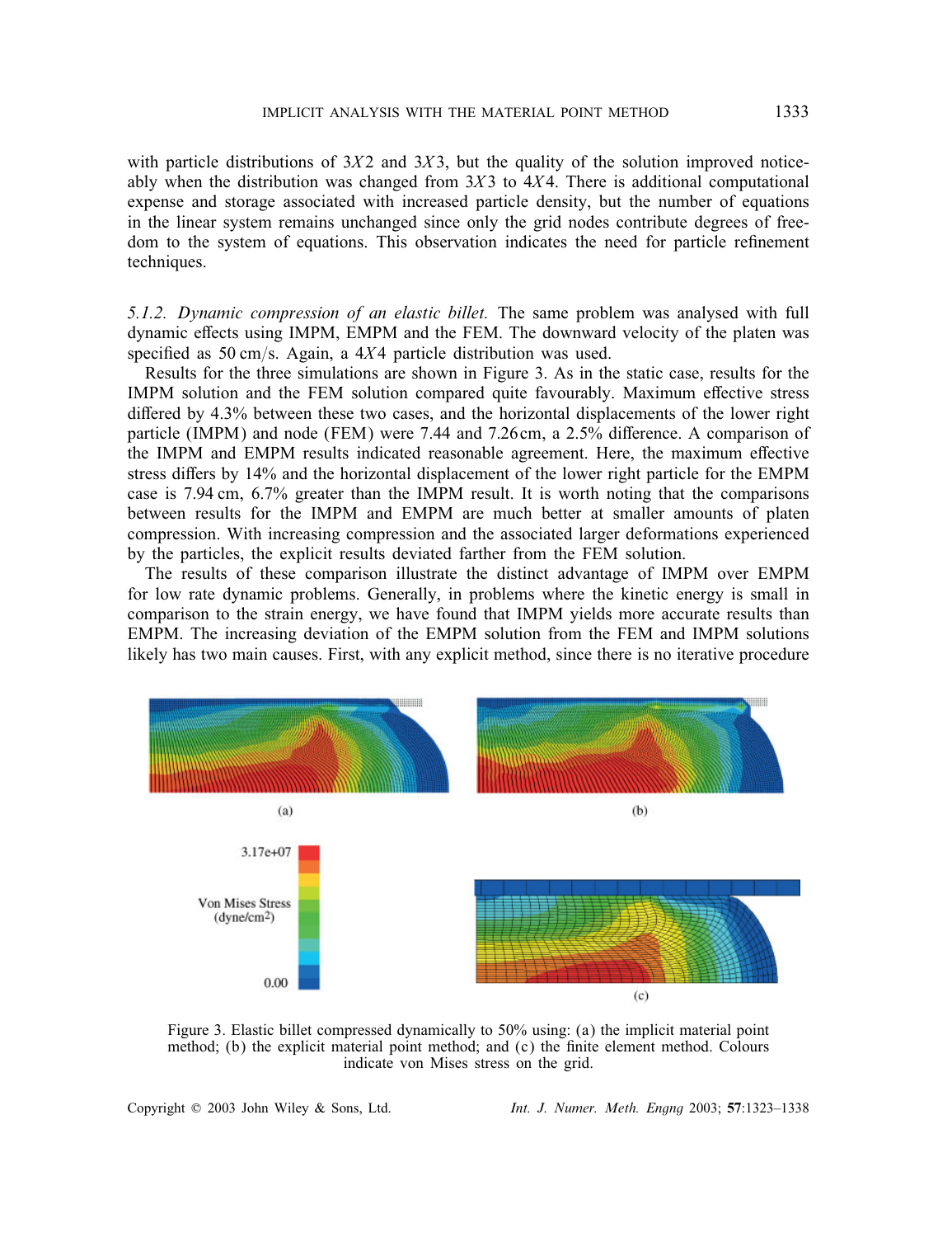with particle distributions of $3X2$ and $3X3$, but the quality of the solution improved noticeably when the distribution was changed from $3X3$ to $4X4$. There is additional computational expense and storage associated with increased particle density, but the number of equations in the linear system remains unchanged since only the grid nodes contribute degrees of freedom to the system of equations. This observation indicates the need for particle refinement techniques.

*5.1.2. Dynamic compression of an elastic billet.* The same problem was analysed with full dynamic effects using IMPM, EMPM and the FEM. The downward velocity of the platen was specified as 50 cm/s. Again, a $4X4$ particle distribution was used.

Results for the three simulations are shown in Figure 3. As in the static case, results for the IMPM solution and the FEM solution compared quite favourably. Maximum effective stress differed by 4.3% between these two cases, and the horizontal displacements of the lower right particle (IMPM) and node (FEM) were 7.44 and 7.26 cm, a 2.5% difference. A comparison of the IMPM and EMPM results indicated reasonable agreement. Here, the maximum effective stress differs by 14% and the horizontal displacement of the lower right particle for the EMPM case is 7.94 cm, 6.7% greater than the IMPM result. It is worth noting that the comparisons between results for the IMPM and EMPM are much better at smaller amounts of platen compression. With increasing compression and the associated larger deformations experienced by the particles, the explicit results deviated farther from the FEM solution.

The results of these comparison illustrate the distinct advantage of IMPM over EMPM for low rate dynamic problems. Generally, in problems where the kinetic energy is small in comparison to the strain energy, we have found that IMPM yields more accurate results than EMPM. The increasing deviation of the EMPM solution from the FEM and IMPM solutions likely has two main causes. First, with any explicit method, since there is no iterative procedure

Figure 3. Elastic billet compressed dynamically to 50% using: (a) the implicit material point method; (b) the explicit material point method; and (c) the finite element method. Colours indicate von Mises stress on the grid.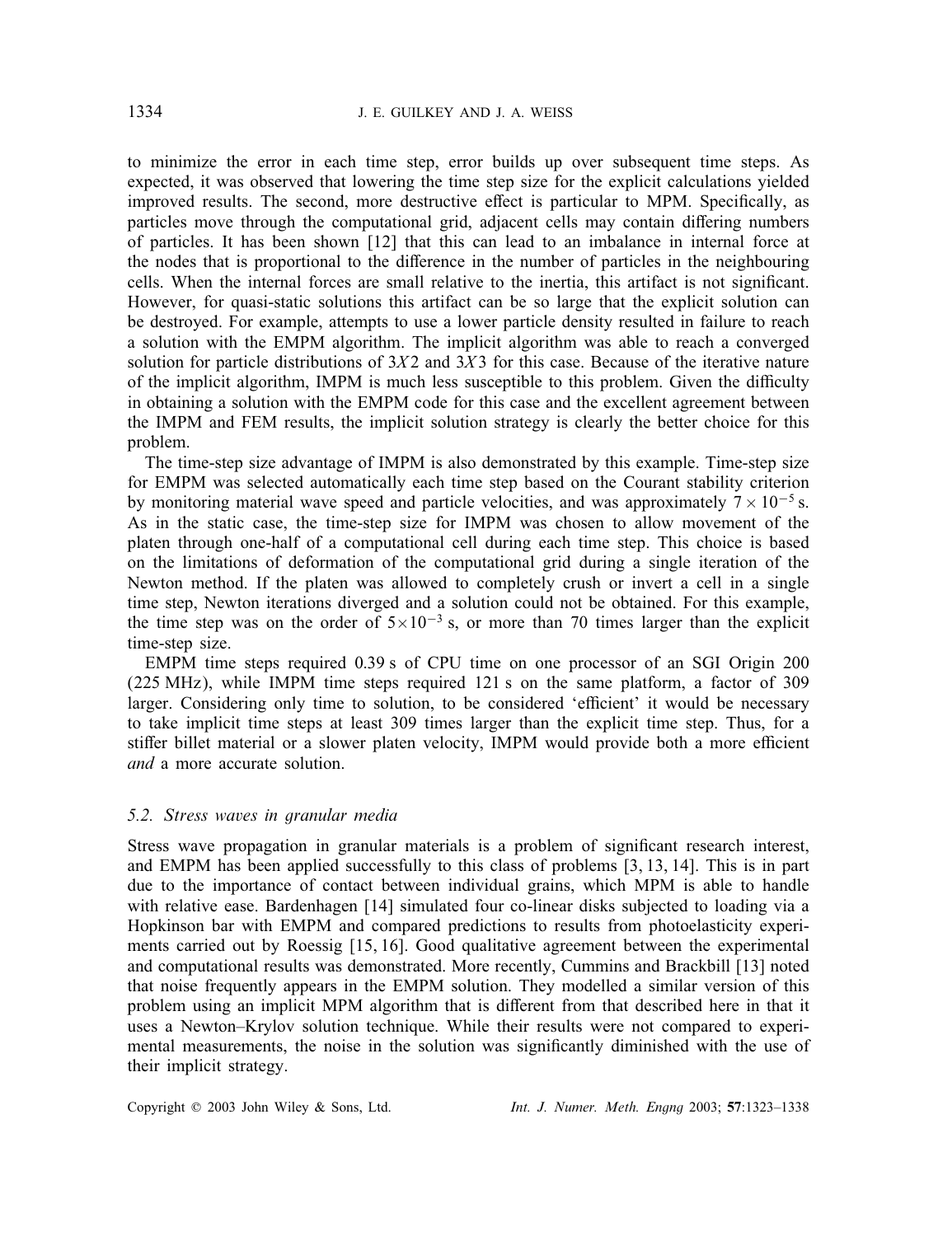to minimize the error in each time step, error builds up over subsequent time steps. As expected, it was observed that lowering the time step size for the explicit calculations yielded improved results. The second, more destructive effect is particular to MPM. Specifically, as particles move through the computational grid, adjacent cells may contain differing numbers of particles. It has been shown [12] that this can lead to an imbalance in internal force at the nodes that is proportional to the difference in the number of particles in the neighbouring cells. When the internal forces are small relative to the inertia, this artifact is not significant. However, for quasi-static solutions this artifact can be so large that the explicit solution can be destroyed. For example, attempts to use a lower particle density resulted in failure to reach a solution with the EMPM algorithm. The implicit algorithm was able to reach a converged solution for particle distributions of $3X2$ and $3X3$ for this case. Because of the iterative nature of the implicit algorithm, IMPM is much less susceptible to this problem. Given the difficulty in obtaining a solution with the EMPM code for this case and the excellent agreement between the IMPM and FEM results, the implicit solution strategy is clearly the better choice for this problem.

The time-step size advantage of IMPM is also demonstrated by this example. Time-step size for EMPM was selected automatically each time step based on the Courant stability criterion by monitoring material wave speed and particle velocities, and was approximately $7 \times 10^{-5}$ s. As in the static case, the time-step size for IMPM was chosen to allow movement of the platen through one-half of a computational cell during each time step. This choice is based on the limitations of deformation of the computational grid during a single iteration of the Newton method. If the platen was allowed to completely crush or invert a cell in a single time step, Newton iterations diverged and a solution could not be obtained. For this example, the time step was on the order of $5 \times 10^{-3}$ s, or more than 70 times larger than the explicit time-step size.

EMPM time steps required 0.39 s of CPU time on one processor of an SGI Origin 200 (225 MHz), while IMPM time steps required 121 s on the same platform, a factor of 309 larger. Considering only time to solution, to be considered 'efficient' it would be necessary to take implicit time steps at least 309 times larger than the explicit time step. Thus, for a stiffer billet material or a slower platen velocity, IMPM would provide both a more efficient *and* a more accurate solution.

### 5.2. Stress waves in granular media

Stress wave propagation in granular materials is a problem of significant research interest, and EMPM has been applied successfully to this class of problems [3, 13, 14]. This is in part due to the importance of contact between individual grains, which MPM is able to handle with relative ease. Bardenhagen [14] simulated four co-linear disks subjected to loading via a Hopkinson bar with EMPM and compared predictions to results from photoelasticity experiments carried out by Roessig [15, 16]. Good qualitative agreement between the experimental and computational results was demonstrated. More recently, Cummins and Brackbill [13] noted that noise frequently appears in the EMPM solution. They modelled a similar version of this problem using an implicit MPM algorithm that is different from that described here in that it uses a Newton–Krylov solution technique. While their results were not compared to experimental measurements, the noise in the solution was significantly diminished with the use of their implicit strategy.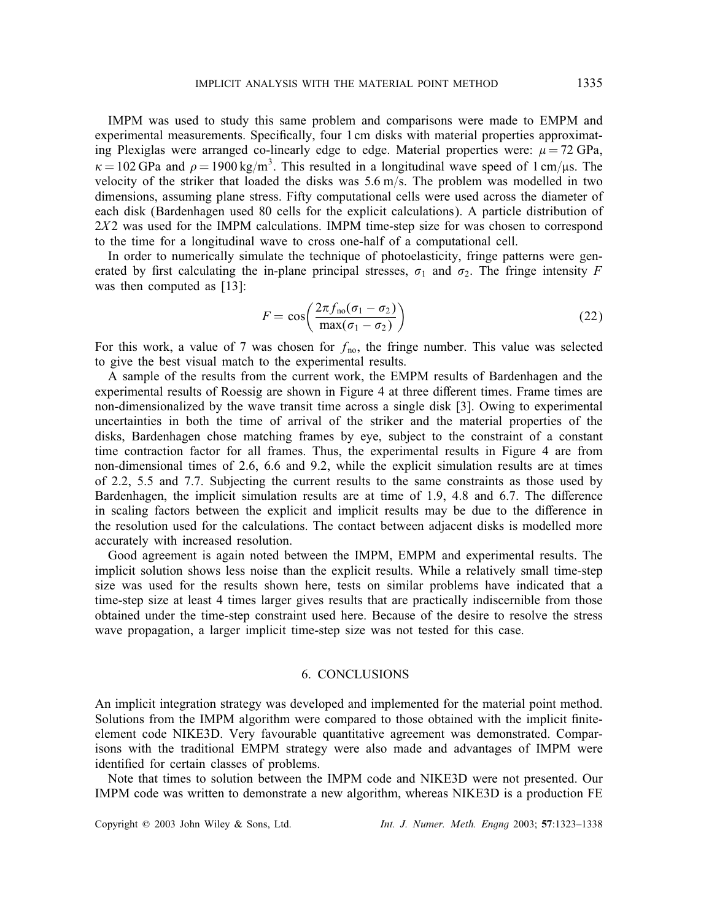IMPM was used to study this same problem and comparisons were made to EMPM and experimental measurements. Specifically, four 1 cm disks with material properties approximating Plexiglas were arranged co-linearly edge to edge. Material properties were: $\mu = 72$ GPa, $\kappa = 102$ GPa and $\rho = 1900\,\text{kg/m}^3$. This resulted in a longitudinal wave speed of 1 cm/μs. The velocity of the striker that loaded the disks was 5.6 m/s. The problem was modelled in two dimensions, assuming plane stress. Fifty computational cells were used across the diameter of each disk (Bardenhagen used 80 cells for the explicit calculations). A particle distribution of $2X2$ was used for the IMPM calculations. IMPM time-step size for was chosen to correspond to the time for a longitudinal wave to cross one-half of a computational cell.

In order to numerically simulate the technique of photoelasticity, fringe patterns were generated by first calculating the in-plane principal stresses, $\sigma_1$ and $\sigma_2$. The fringe intensity $F$ was then computed as [13]:

$$F = \cos\left(\frac{2\pi f_{\text{no}}(\sigma_1 - \sigma_2)}{\max(\sigma_1 - \sigma_2)}\right) \tag{22}$$

For this work, a value of 7 was chosen for $f_{\text{no}}$, the fringe number. This value was selected to give the best visual match to the experimental results.

A sample of the results from the current work, the EMPM results of Bardenhagen and the experimental results of Roessig are shown in Figure 4 at three different times. Frame times are non-dimensionalized by the wave transit time across a single disk [3]. Owing to experimental uncertainties in both the time of arrival of the striker and the material properties of the disks, Bardenhagen chose matching frames by eye, subject to the constraint of a constant time contraction factor for all frames. Thus, the experimental results in Figure 4 are from non-dimensional times of 2.6, 6.6 and 9.2, while the explicit simulation results are at times of 2.2, 5.5 and 7.7. Subjecting the current results to the same constraints as those used by Bardenhagen, the implicit simulation results are at time of 1.9, 4.8 and 6.7. The difference in scaling factors between the explicit and implicit results may be due to the difference in the resolution used for the calculations. The contact between adjacent disks is modelled more accurately with increased resolution.

Good agreement is again noted between the IMPM, EMPM and experimental results. The implicit solution shows less noise than the explicit results. While a relatively small time-step size was used for the results shown here, tests on similar problems have indicated that a time-step size at least 4 times larger gives results that are practically indiscernible from those obtained under the time-step constraint used here. Because of the desire to resolve the stress wave propagation, a larger implicit time-step size was not tested for this case.

## 6. CONCLUSIONS

An implicit integration strategy was developed and implemented for the material point method. Solutions from the IMPM algorithm were compared to those obtained with the implicit finite-element code NIKE3D. Very favourable quantitative agreement was demonstrated. Comparisons with the traditional EMPM strategy were also made and advantages of IMPM were identified for certain classes of problems.

Note that times to solution between the IMPM code and NIKE3D were not presented. Our IMPM code was written to demonstrate a new algorithm, whereas NIKE3D is a production FE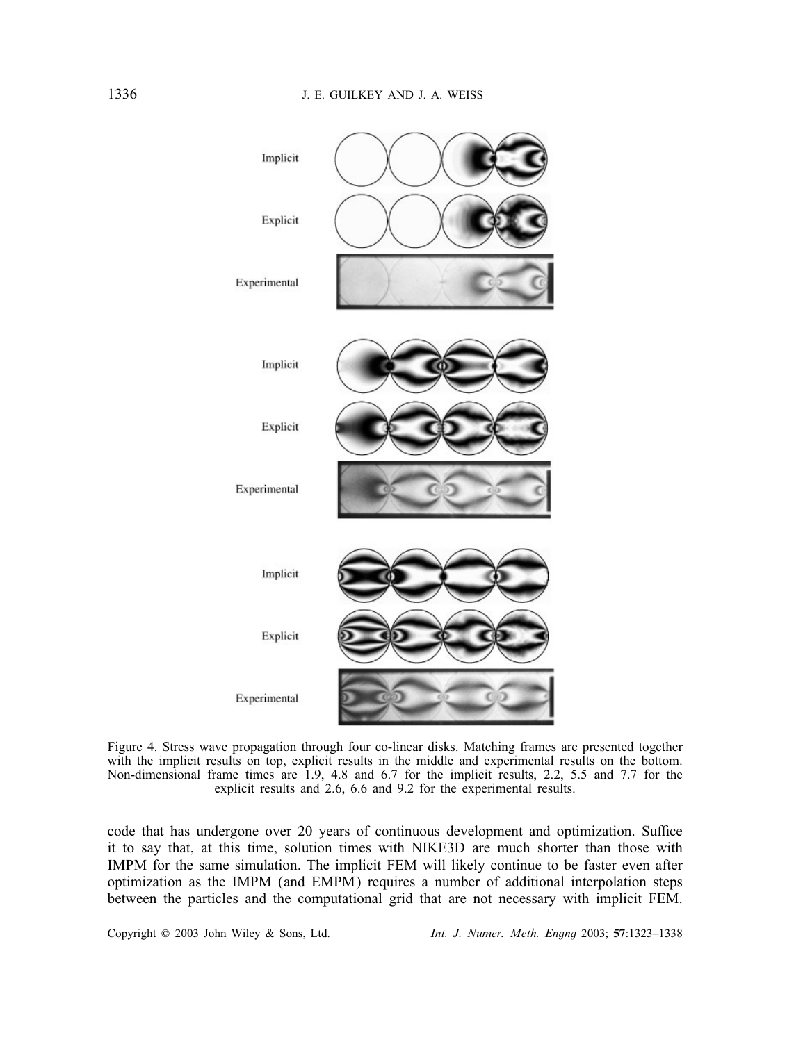Figure 4. Stress wave propagation through four co-linear disks. Matching frames are presented together with the implicit results on top, explicit results in the middle and experimental results on the bottom. Non-dimensional frame times are 1.9, 4.8 and 6.7 for the implicit results, 2.2, 5.5 and 7.7 for the explicit results and 2.6, 6.6 and 9.2 for the experimental results.

code that has undergone over 20 years of continuous development and optimization. Suffice it to say that, at this time, solution times with NIKE3D are much shorter than those with IMPM for the same simulation. The implicit FEM will likely continue to be faster even after optimization as the IMPM (and EMPM) requires a number of additional interpolation steps between the particles and the computational grid that are not necessary with implicit FEM.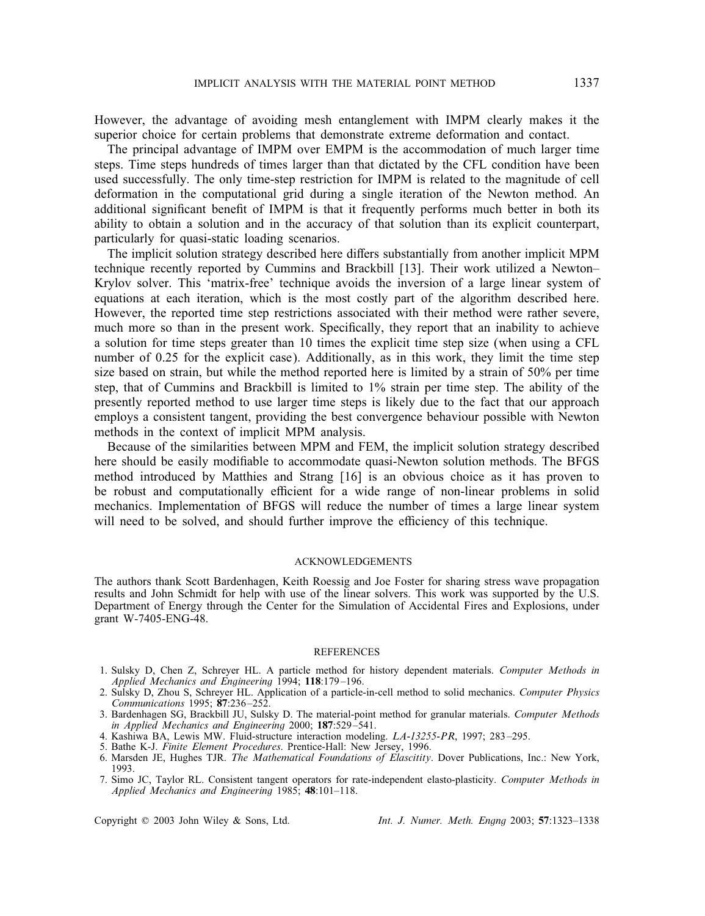However, the advantage of avoiding mesh entanglement with IMPM clearly makes it the superior choice for certain problems that demonstrate extreme deformation and contact.

The principal advantage of IMPM over EMPM is the accommodation of much larger time steps. Time steps hundreds of times larger than that dictated by the CFL condition have been used successfully. The only time-step restriction for IMPM is related to the magnitude of cell deformation in the computational grid during a single iteration of the Newton method. An additional significant benefit of IMPM is that it frequently performs much better in both its ability to obtain a solution and in the accuracy of that solution than its explicit counterpart, particularly for quasi-static loading scenarios.

The implicit solution strategy described here differs substantially from another implicit MPM technique recently reported by Cummins and Brackbill [13]. Their work utilized a Newton–Krylov solver. This 'matrix-free' technique avoids the inversion of a large linear system of equations at each iteration, which is the most costly part of the algorithm described here. However, the reported time step restrictions associated with their method were rather severe, much more so than in the present work. Specifically, they report that an inability to achieve a solution for time steps greater than 10 times the explicit time step size (when using a CFL number of 0.25 for the explicit case). Additionally, as in this work, they limit the time step size based on strain, but while the method reported here is limited by a strain of 50% per time step, that of Cummins and Brackbill is limited to 1% strain per time step. The ability of the presently reported method to use larger time steps is likely due to the fact that our approach employs a consistent tangent, providing the best convergence behaviour possible with Newton methods in the context of implicit MPM analysis.

Because of the similarities between MPM and FEM, the implicit solution strategy described here should be easily modifiable to accommodate quasi-Newton solution methods. The BFGS method introduced by Matthies and Strang [16] is an obvious choice as it has proven to be robust and computationally efficient for a wide range of non-linear problems in solid mechanics. Implementation of BFGS will reduce the number of times a large linear system will need to be solved, and should further improve the efficiency of this technique.

## ACKNOWLEDGEMENTS

The authors thank Scott Bardenhagen, Keith Roessig and Joe Foster for sharing stress wave propagation results and John Schmidt for help with use of the linear solvers. This work was supported by the U.S. Department of Energy through the Center for the Simulation of Accidental Fires and Explosions, under grant W-7405-ENG-48.

## REFERENCES

1. Sulsky D, Chen Z, Schreyer HL. A particle method for history dependent materials. *Computer Methods in Applied Mechanics and Engineering* 1994; **118**:179–196.
2. Sulsky D, Zhou S, Schreyer HL. Application of a particle-in-cell method to solid mechanics. *Computer Physics Communications* 1995; **87**:236–252.
3. Bardenhagen SG, Brackbill JU, Sulsky D. The material-point method for granular materials. *Computer Methods in Applied Mechanics and Engineering* 2000; **187**:529–541.
4. Kashiwa BA, Lewis MW. Fluid-structure interaction modeling. *LA-13255-PR*, 1997; 283–295.
5. Bathe K-J. *Finite Element Procedures*. Prentice-Hall: New Jersey, 1996.
6. Marsden JE, Hughes TJR. *The Mathematical Foundations of Elascitity*. Dover Publications, Inc.: New York, 1993.
7. Simo JC, Taylor RL. Consistent tangent operators for rate-independent elasto-plasticity. *Computer Methods in Applied Mechanics and Engineering* 1985; **48**:101–118.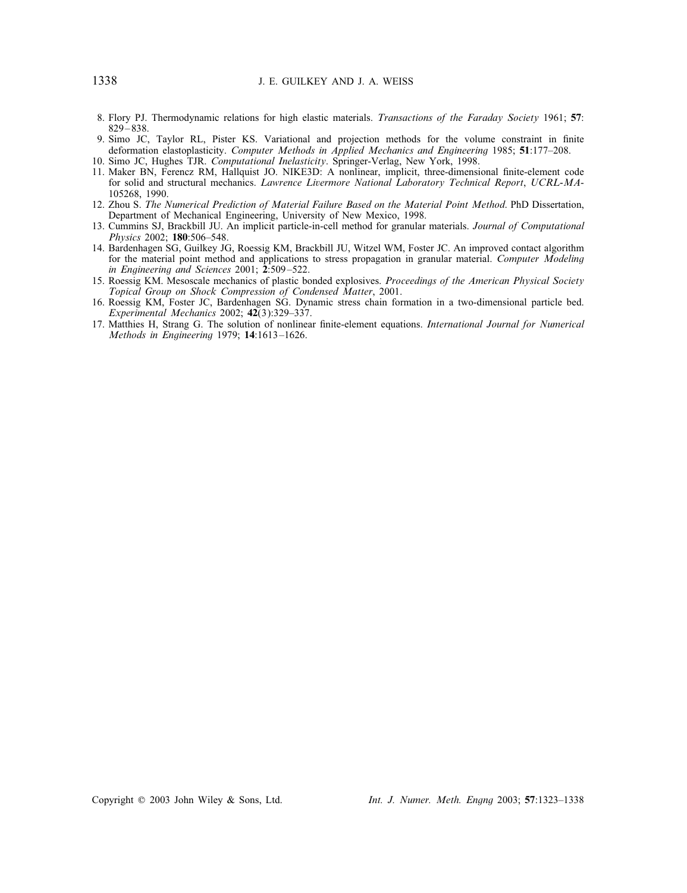8. Flory PJ. Thermodynamic relations for high elastic materials. *Transactions of the Faraday Society* 1961; **57**: 829–838.
9. Simo JC, Taylor RL, Pister KS. Variational and projection methods for the volume constraint in finite deformation elastoplasticity. *Computer Methods in Applied Mechanics and Engineering* 1985; **51**:177–208.
10. Simo JC, Hughes TJR. *Computational Inelasticity*. Springer-Verlag, New York, 1998.
11. Maker BN, Ferencz RM, Hallquist JO. NIKE3D: A nonlinear, implicit, three-dimensional finite-element code for solid and structural mechanics. *Lawrence Livermore National Laboratory Technical Report*, *UCRL-MA*-105268, 1990.
12. Zhou S. *The Numerical Prediction of Material Failure Based on the Material Point Method*. PhD Dissertation, Department of Mechanical Engineering, University of New Mexico, 1998.
13. Cummins SJ, Brackbill JU. An implicit particle-in-cell method for granular materials. *Journal of Computational Physics* 2002; **180**:506–548.
14. Bardenhagen SG, Guilkey JG, Roessig KM, Brackbill JU, Witzel WM, Foster JC. An improved contact algorithm for the material point method and applications to stress propagation in granular material. *Computer Modeling in Engineering and Sciences* 2001; **2**:509–522.
15. Roessig KM. Mesoscale mechanics of plastic bonded explosives. *Proceedings of the American Physical Society Topical Group on Shock Compression of Condensed Matter*, 2001.
16. Roessig KM, Foster JC, Bardenhagen SG. Dynamic stress chain formation in a two-dimensional particle bed. *Experimental Mechanics* 2002; **42**(3):329–337.
17. Matthies H, Strang G. The solution of nonlinear finite-element equations. *International Journal for Numerical Methods in Engineering* 1979; **14**:1613–1626.